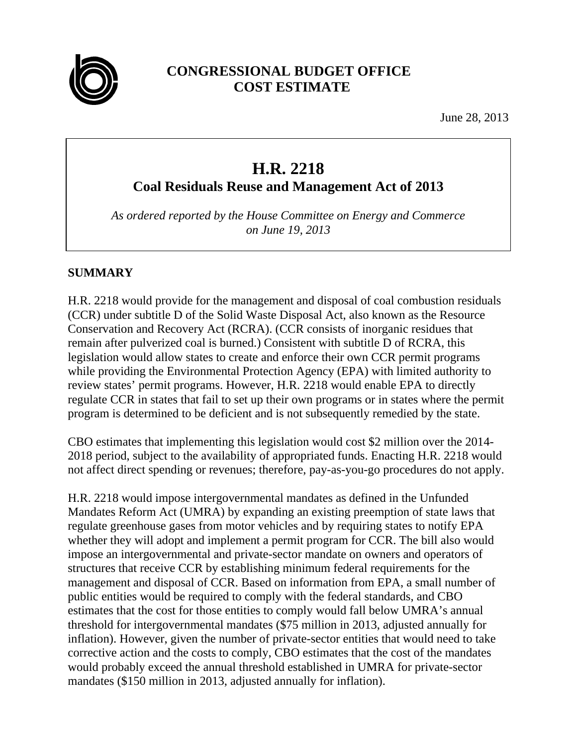**CONGRESSIONAL BUDGET OFFICE**
**COST ESTIMATE**

June 28, 2013

# H.R. 2218
## Coal Residuals Reuse and Management Act of 2013

*As ordered reported by the House Committee on Energy and Commerce on June 19, 2013*

## SUMMARY

H.R. 2218 would provide for the management and disposal of coal combustion residuals (CCR) under subtitle D of the Solid Waste Disposal Act, also known as the Resource Conservation and Recovery Act (RCRA). (CCR consists of inorganic residues that remain after pulverized coal is burned.) Consistent with subtitle D of RCRA, this legislation would allow states to create and enforce their own CCR permit programs while providing the Environmental Protection Agency (EPA) with limited authority to review states' permit programs. However, H.R. 2218 would enable EPA to directly regulate CCR in states that fail to set up their own programs or in states where the permit program is determined to be deficient and is not subsequently remedied by the state.

CBO estimates that implementing this legislation would cost $2 million over the 2014-2018 period, subject to the availability of appropriated funds. Enacting H.R. 2218 would not affect direct spending or revenues; therefore, pay-as-you-go procedures do not apply.

H.R. 2218 would impose intergovernmental mandates as defined in the Unfunded Mandates Reform Act (UMRA) by expanding an existing preemption of state laws that regulate greenhouse gases from motor vehicles and by requiring states to notify EPA whether they will adopt and implement a permit program for CCR. The bill also would impose an intergovernmental and private-sector mandate on owners and operators of structures that receive CCR by establishing minimum federal requirements for the management and disposal of CCR. Based on information from EPA, a small number of public entities would be required to comply with the federal standards, and CBO estimates that the cost for those entities to comply would fall below UMRA's annual threshold for intergovernmental mandates ($75 million in 2013, adjusted annually for inflation). However, given the number of private-sector entities that would need to take corrective action and the costs to comply, CBO estimates that the cost of the mandates would probably exceed the annual threshold established in UMRA for private-sector mandates ($150 million in 2013, adjusted annually for inflation).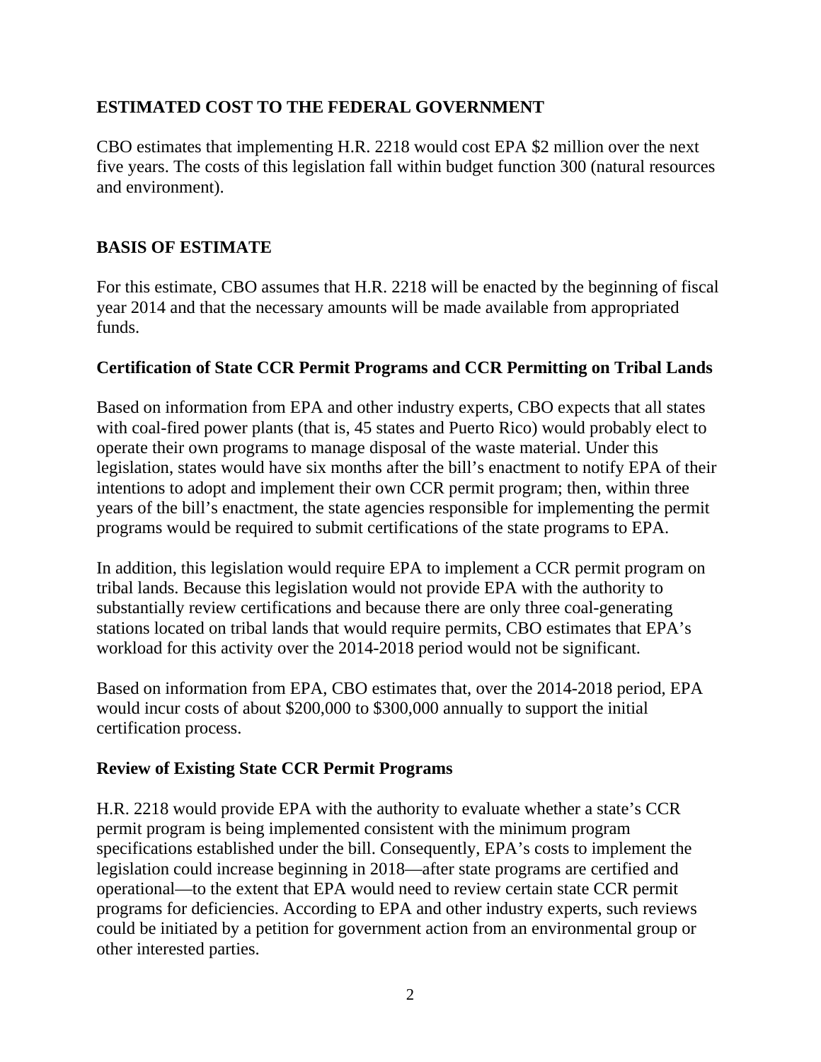## ESTIMATED COST TO THE FEDERAL GOVERNMENT

CBO estimates that implementing H.R. 2218 would cost EPA $2 million over the next five years. The costs of this legislation fall within budget function 300 (natural resources and environment).

## BASIS OF ESTIMATE

For this estimate, CBO assumes that H.R. 2218 will be enacted by the beginning of fiscal year 2014 and that the necessary amounts will be made available from appropriated funds.

### Certification of State CCR Permit Programs and CCR Permitting on Tribal Lands

Based on information from EPA and other industry experts, CBO expects that all states with coal-fired power plants (that is, 45 states and Puerto Rico) would probably elect to operate their own programs to manage disposal of the waste material. Under this legislation, states would have six months after the bill's enactment to notify EPA of their intentions to adopt and implement their own CCR permit program; then, within three years of the bill's enactment, the state agencies responsible for implementing the permit programs would be required to submit certifications of the state programs to EPA.

In addition, this legislation would require EPA to implement a CCR permit program on tribal lands. Because this legislation would not provide EPA with the authority to substantially review certifications and because there are only three coal-generating stations located on tribal lands that would require permits, CBO estimates that EPA's workload for this activity over the 2014-2018 period would not be significant.

Based on information from EPA, CBO estimates that, over the 2014-2018 period, EPA would incur costs of about $200,000 to $300,000 annually to support the initial certification process.

### Review of Existing State CCR Permit Programs

H.R. 2218 would provide EPA with the authority to evaluate whether a state's CCR permit program is being implemented consistent with the minimum program specifications established under the bill. Consequently, EPA's costs to implement the legislation could increase beginning in 2018—after state programs are certified and operational—to the extent that EPA would need to review certain state CCR permit programs for deficiencies. According to EPA and other industry experts, such reviews could be initiated by a petition for government action from an environmental group or other interested parties.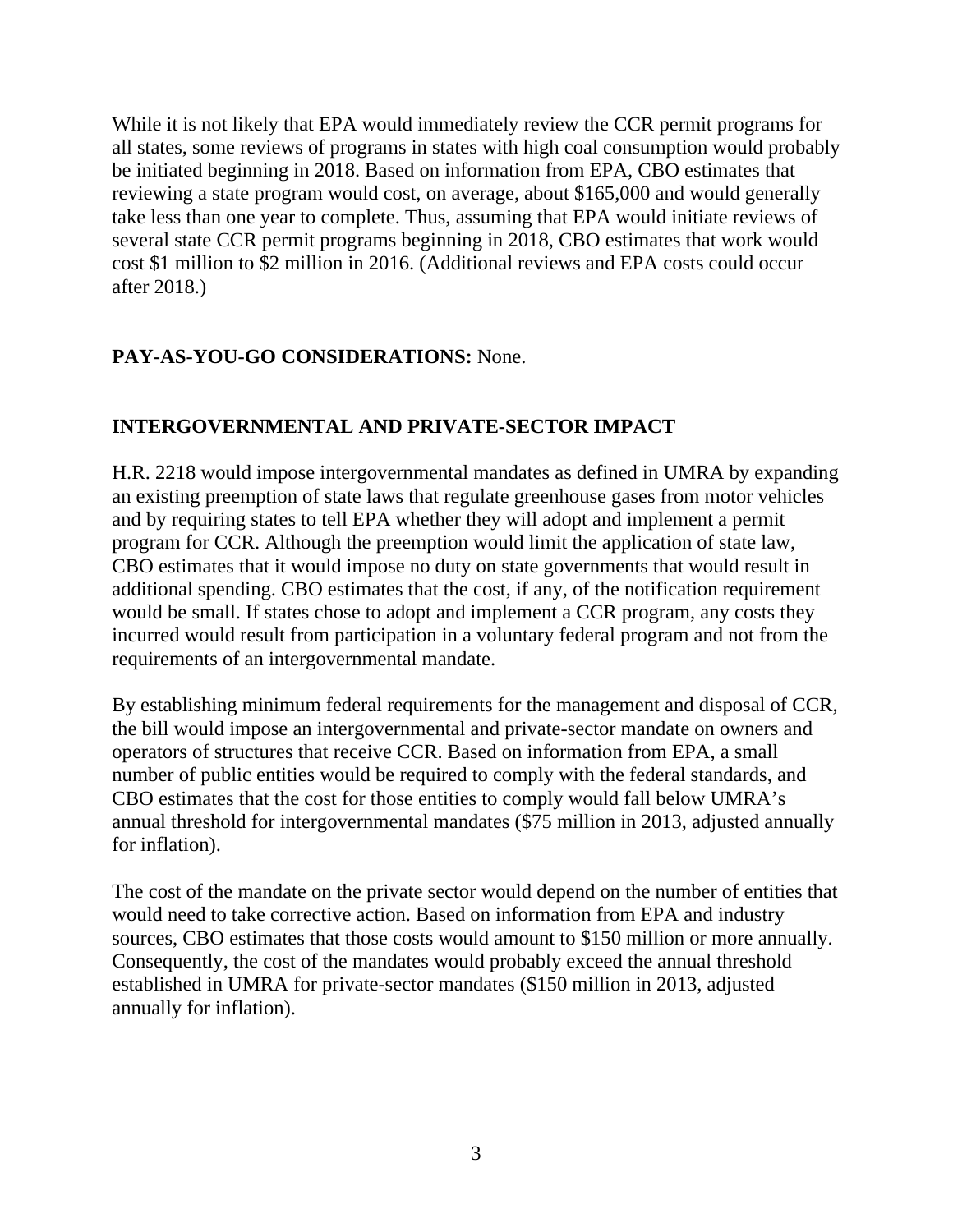While it is not likely that EPA would immediately review the CCR permit programs for all states, some reviews of programs in states with high coal consumption would probably be initiated beginning in 2018. Based on information from EPA, CBO estimates that reviewing a state program would cost, on average, about $165,000 and would generally take less than one year to complete. Thus, assuming that EPA would initiate reviews of several state CCR permit programs beginning in 2018, CBO estimates that work would cost $1 million to $2 million in 2016. (Additional reviews and EPA costs could occur after 2018.)

**PAY-AS-YOU-GO CONSIDERATIONS:** None.

## INTERGOVERNMENTAL AND PRIVATE-SECTOR IMPACT

H.R. 2218 would impose intergovernmental mandates as defined in UMRA by expanding an existing preemption of state laws that regulate greenhouse gases from motor vehicles and by requiring states to tell EPA whether they will adopt and implement a permit program for CCR. Although the preemption would limit the application of state law, CBO estimates that it would impose no duty on state governments that would result in additional spending. CBO estimates that the cost, if any, of the notification requirement would be small. If states chose to adopt and implement a CCR program, any costs they incurred would result from participation in a voluntary federal program and not from the requirements of an intergovernmental mandate.

By establishing minimum federal requirements for the management and disposal of CCR, the bill would impose an intergovernmental and private-sector mandate on owners and operators of structures that receive CCR. Based on information from EPA, a small number of public entities would be required to comply with the federal standards, and CBO estimates that the cost for those entities to comply would fall below UMRA's annual threshold for intergovernmental mandates ($75 million in 2013, adjusted annually for inflation).

The cost of the mandate on the private sector would depend on the number of entities that would need to take corrective action. Based on information from EPA and industry sources, CBO estimates that those costs would amount to $150 million or more annually. Consequently, the cost of the mandates would probably exceed the annual threshold established in UMRA for private-sector mandates ($150 million in 2013, adjusted annually for inflation).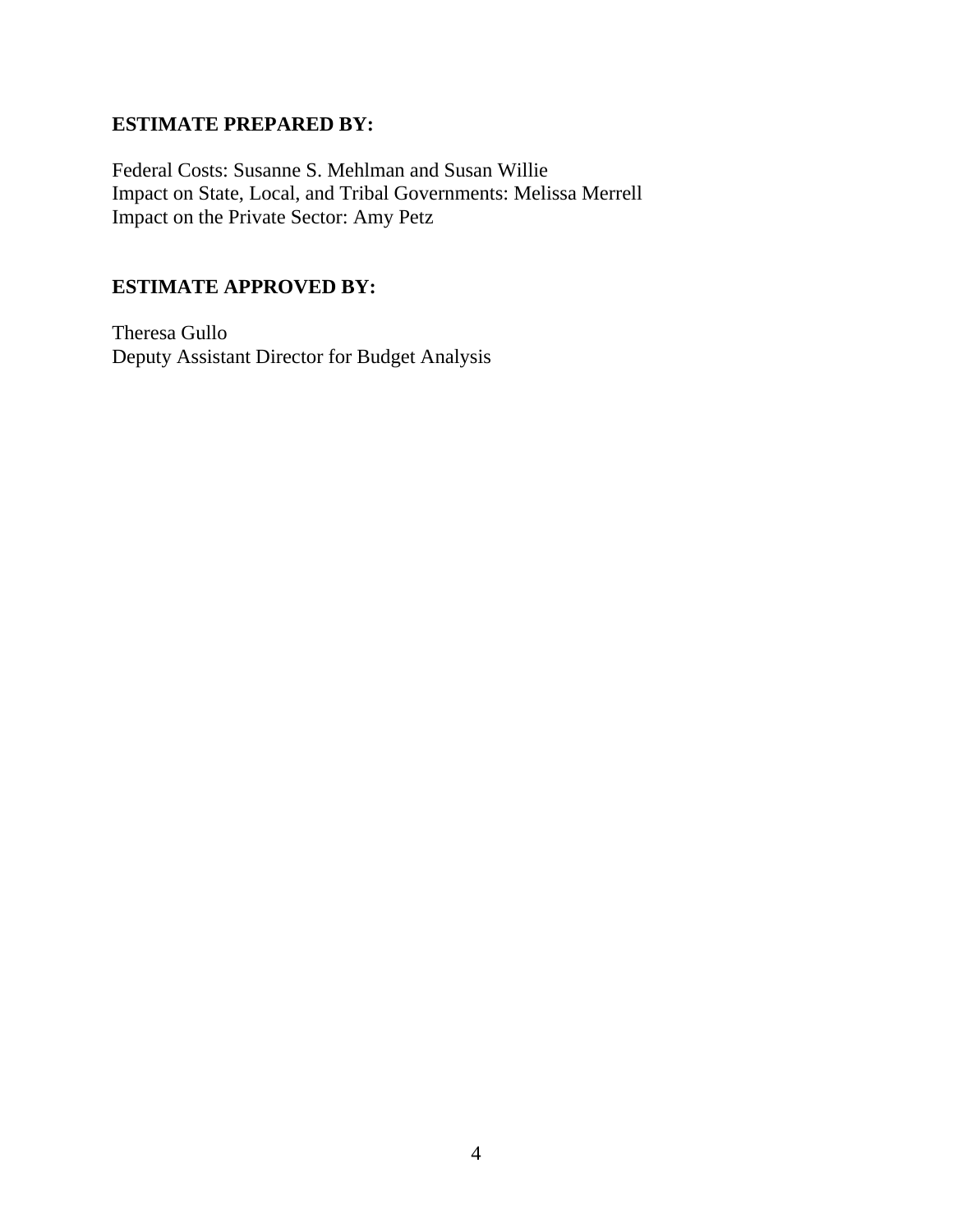**ESTIMATE PREPARED BY:**

Federal Costs: Susanne S. Mehlman and Susan Willie
Impact on State, Local, and Tribal Governments: Melissa Merrell
Impact on the Private Sector: Amy Petz

**ESTIMATE APPROVED BY:**

Theresa Gullo
Deputy Assistant Director for Budget Analysis